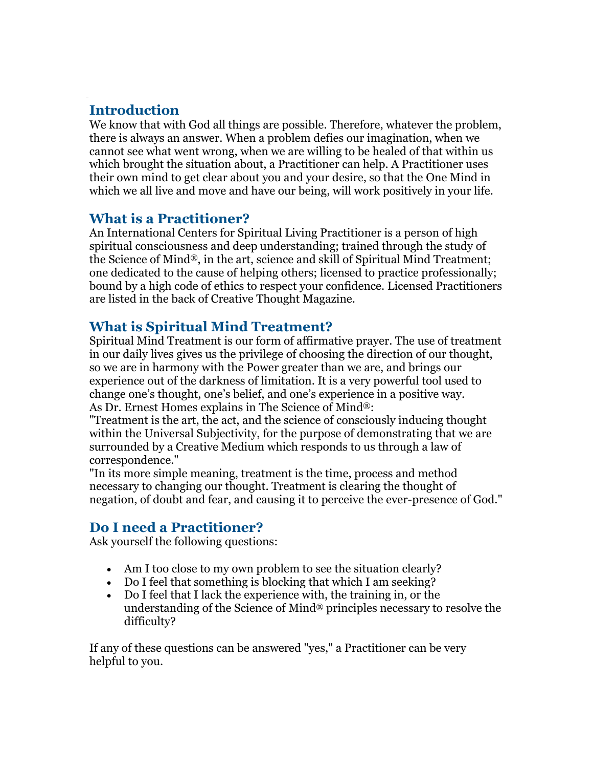## Introduction

We know that with God all things are possible. Therefore, whatever the problem, there is always an answer. When a problem defies our imagination, when we cannot see what went wrong, when we are willing to be healed of that within us which brought the situation about, a Practitioner can help. A Practitioner uses their own mind to get clear about you and your desire, so that the One Mind in which we all live and move and have our being, will work positively in your life.

## What is a Practitioner?

An International Centers for Spiritual Living Practitioner is a person of high spiritual consciousness and deep understanding; trained through the study of the Science of Mind®, in the art, science and skill of Spiritual Mind Treatment; one dedicated to the cause of helping others; licensed to practice professionally; bound by a high code of ethics to respect your confidence. Licensed Practitioners are listed in the back of Creative Thought Magazine.

## What is Spiritual Mind Treatment?

Spiritual Mind Treatment is our form of affirmative prayer. The use of treatment in our daily lives gives us the privilege of choosing the direction of our thought, so we are in harmony with the Power greater than we are, and brings our experience out of the darkness of limitation. It is a very powerful tool used to change one's thought, one's belief, and one's experience in a positive way.
As Dr. Ernest Homes explains in The Science of Mind®:
"Treatment is the art, the act, and the science of consciously inducing thought within the Universal Subjectivity, for the purpose of demonstrating that we are surrounded by a Creative Medium which responds to us through a law of correspondence."
"In its more simple meaning, treatment is the time, process and method necessary to changing our thought. Treatment is clearing the thought of negation, of doubt and fear, and causing it to perceive the ever-presence of God."

## Do I need a Practitioner?

Ask yourself the following questions:

- Am I too close to my own problem to see the situation clearly?
- Do I feel that something is blocking that which I am seeking?
- Do I feel that I lack the experience with, the training in, or the understanding of the Science of Mind® principles necessary to resolve the difficulty?

If any of these questions can be answered "yes," a Practitioner can be very helpful to you.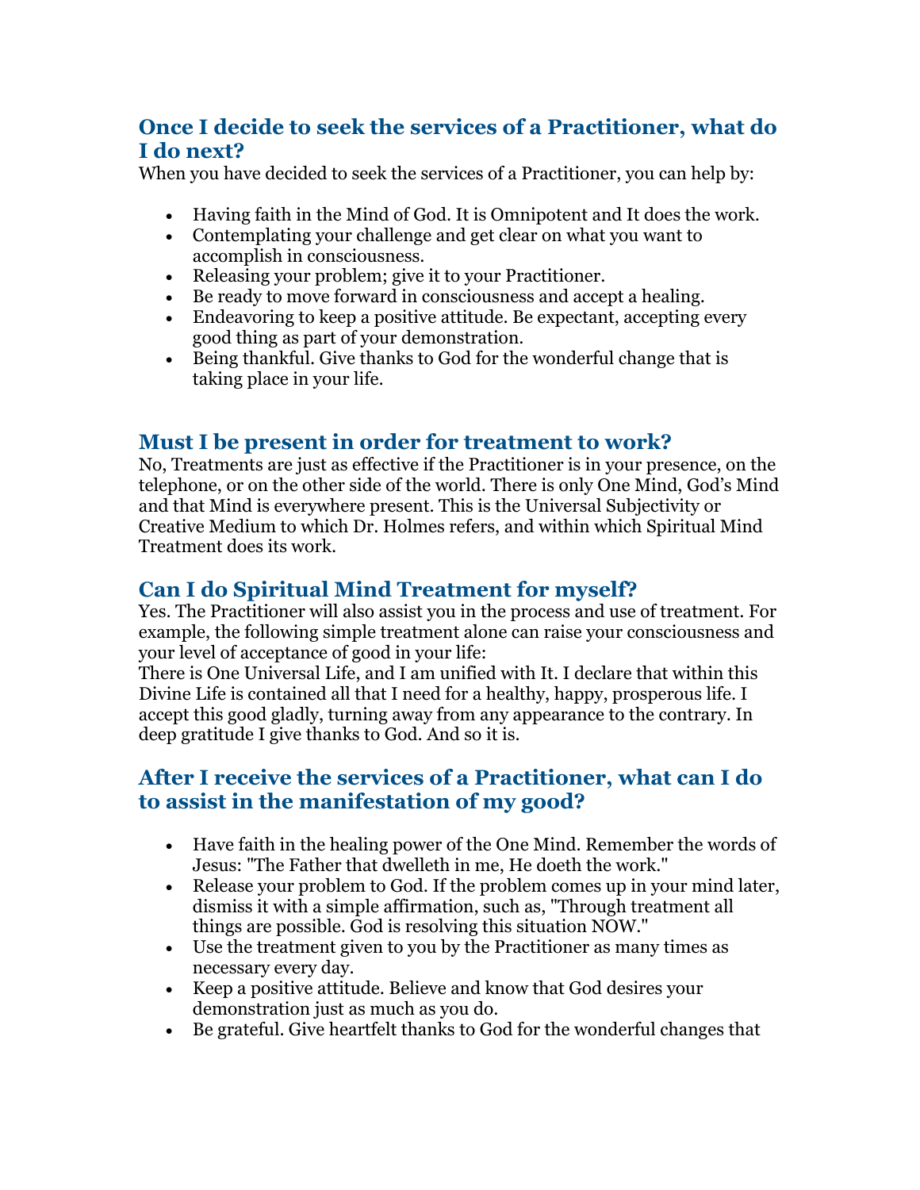## Once I decide to seek the services of a Practitioner, what do I do next?

When you have decided to seek the services of a Practitioner, you can help by:

- Having faith in the Mind of God. It is Omnipotent and It does the work.
- Contemplating your challenge and get clear on what you want to accomplish in consciousness.
- Releasing your problem; give it to your Practitioner.
- Be ready to move forward in consciousness and accept a healing.
- Endeavoring to keep a positive attitude. Be expectant, accepting every good thing as part of your demonstration.
- Being thankful. Give thanks to God for the wonderful change that is taking place in your life.

## Must I be present in order for treatment to work?

No, Treatments are just as effective if the Practitioner is in your presence, on the telephone, or on the other side of the world. There is only One Mind, God's Mind and that Mind is everywhere present. This is the Universal Subjectivity or Creative Medium to which Dr. Holmes refers, and within which Spiritual Mind Treatment does its work.

## Can I do Spiritual Mind Treatment for myself?

Yes. The Practitioner will also assist you in the process and use of treatment. For example, the following simple treatment alone can raise your consciousness and your level of acceptance of good in your life:
There is One Universal Life, and I am unified with It. I declare that within this Divine Life is contained all that I need for a healthy, happy, prosperous life. I accept this good gladly, turning away from any appearance to the contrary. In deep gratitude I give thanks to God. And so it is.

## After I receive the services of a Practitioner, what can I do to assist in the manifestation of my good?

- Have faith in the healing power of the One Mind. Remember the words of Jesus: "The Father that dwelleth in me, He doeth the work."
- Release your problem to God. If the problem comes up in your mind later, dismiss it with a simple affirmation, such as, "Through treatment all things are possible. God is resolving this situation NOW."
- Use the treatment given to you by the Practitioner as many times as necessary every day.
- Keep a positive attitude. Believe and know that God desires your demonstration just as much as you do.
- Be grateful. Give heartfelt thanks to God for the wonderful changes that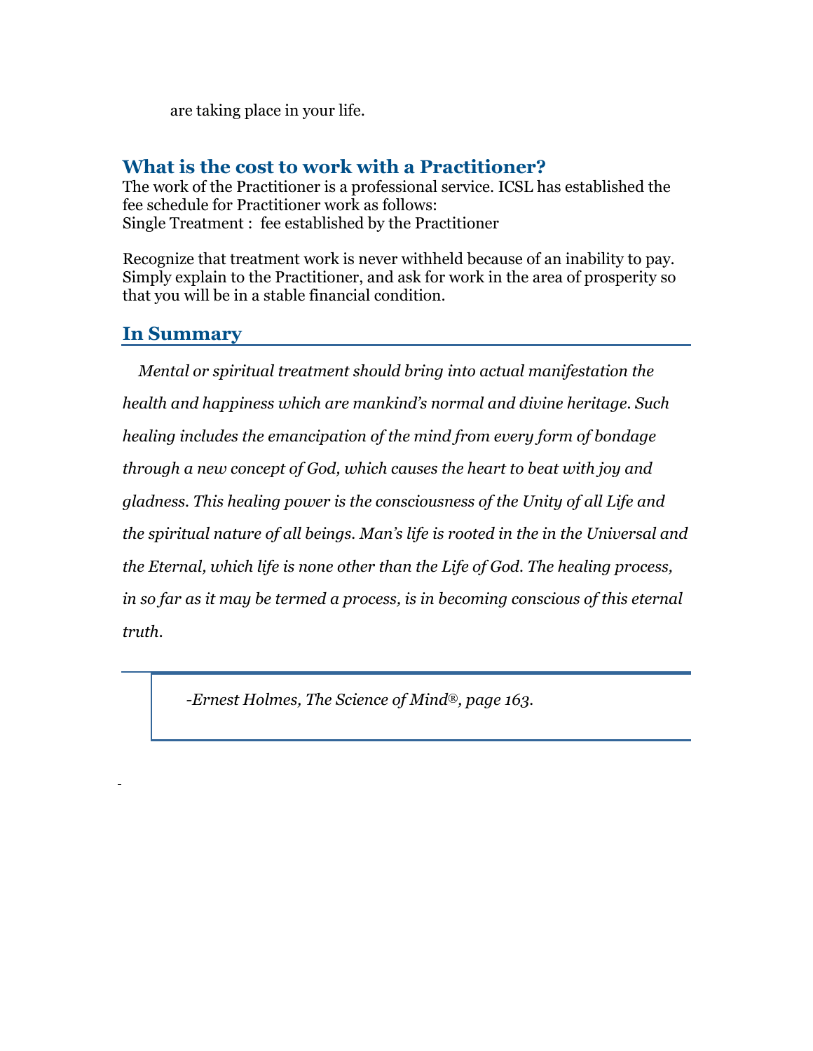are taking place in your life.

## What is the cost to work with a Practitioner?

The work of the Practitioner is a professional service. ICSL has established the fee schedule for Practitioner work as follows:
Single Treatment : fee established by the Practitioner

Recognize that treatment work is never withheld because of an inability to pay. Simply explain to the Practitioner, and ask for work in the area of prosperity so that you will be in a stable financial condition.

## In Summary

*Mental or spiritual treatment should bring into actual manifestation the health and happiness which are mankind's normal and divine heritage. Such healing includes the emancipation of the mind from every form of bondage through a new concept of God, which causes the heart to beat with joy and gladness. This healing power is the consciousness of the Unity of all Life and the spiritual nature of all beings. Man's life is rooted in the in the Universal and the Eternal, which life is none other than the Life of God. The healing process, in so far as it may be termed a process, is in becoming conscious of this eternal truth.*

> *-Ernest Holmes, The Science of Mind®, page 163.*